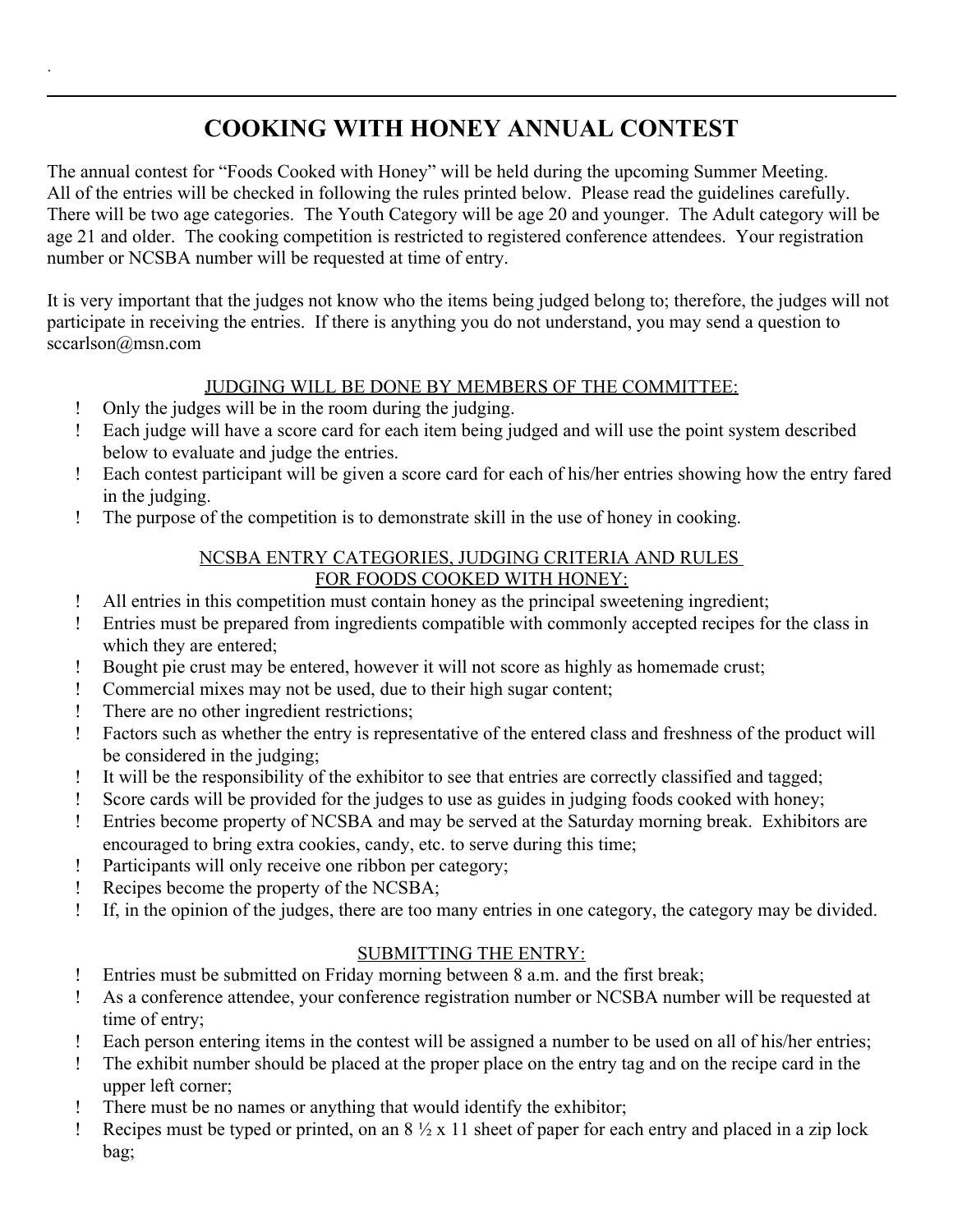# COOKING WITH HONEY ANNUAL CONTEST

The annual contest for "Foods Cooked with Honey" will be held during the upcoming Summer Meeting. All of the entries will be checked in following the rules printed below. Please read the guidelines carefully. There will be two age categories. The Youth Category will be age 20 and younger. The Adult category will be age 21 and older. The cooking competition is restricted to registered conference attendees. Your registration number or NCSBA number will be requested at time of entry.

It is very important that the judges not know who the items being judged belong to; therefore, the judges will not participate in receiving the entries. If there is anything you do not understand, you may send a question to sccarlson@msn.com

## JUDGING WILL BE DONE BY MEMBERS OF THE COMMITTEE:

- Only the judges will be in the room during the judging.
- Each judge will have a score card for each item being judged and will use the point system described below to evaluate and judge the entries.
- Each contest participant will be given a score card for each of his/her entries showing how the entry fared in the judging.
- The purpose of the competition is to demonstrate skill in the use of honey in cooking.

## NCSBA ENTRY CATEGORIES, JUDGING CRITERIA AND RULES FOR FOODS COOKED WITH HONEY:

- All entries in this competition must contain honey as the principal sweetening ingredient;
- Entries must be prepared from ingredients compatible with commonly accepted recipes for the class in which they are entered;
- Bought pie crust may be entered, however it will not score as highly as homemade crust;
- Commercial mixes may not be used, due to their high sugar content;
- There are no other ingredient restrictions;
- Factors such as whether the entry is representative of the entered class and freshness of the product will be considered in the judging;
- It will be the responsibility of the exhibitor to see that entries are correctly classified and tagged;
- Score cards will be provided for the judges to use as guides in judging foods cooked with honey;
- Entries become property of NCSBA and may be served at the Saturday morning break. Exhibitors are encouraged to bring extra cookies, candy, etc. to serve during this time;
- Participants will only receive one ribbon per category;
- Recipes become the property of the NCSBA;
- If, in the opinion of the judges, there are too many entries in one category, the category may be divided.

## SUBMITTING THE ENTRY:

- Entries must be submitted on Friday morning between 8 a.m. and the first break;
- As a conference attendee, your conference registration number or NCSBA number will be requested at time of entry;
- Each person entering items in the contest will be assigned a number to be used on all of his/her entries;
- The exhibit number should be placed at the proper place on the entry tag and on the recipe card in the upper left corner;
- There must be no names or anything that would identify the exhibitor;
- Recipes must be typed or printed, on an 8 ½ x 11 sheet of paper for each entry and placed in a zip lock bag;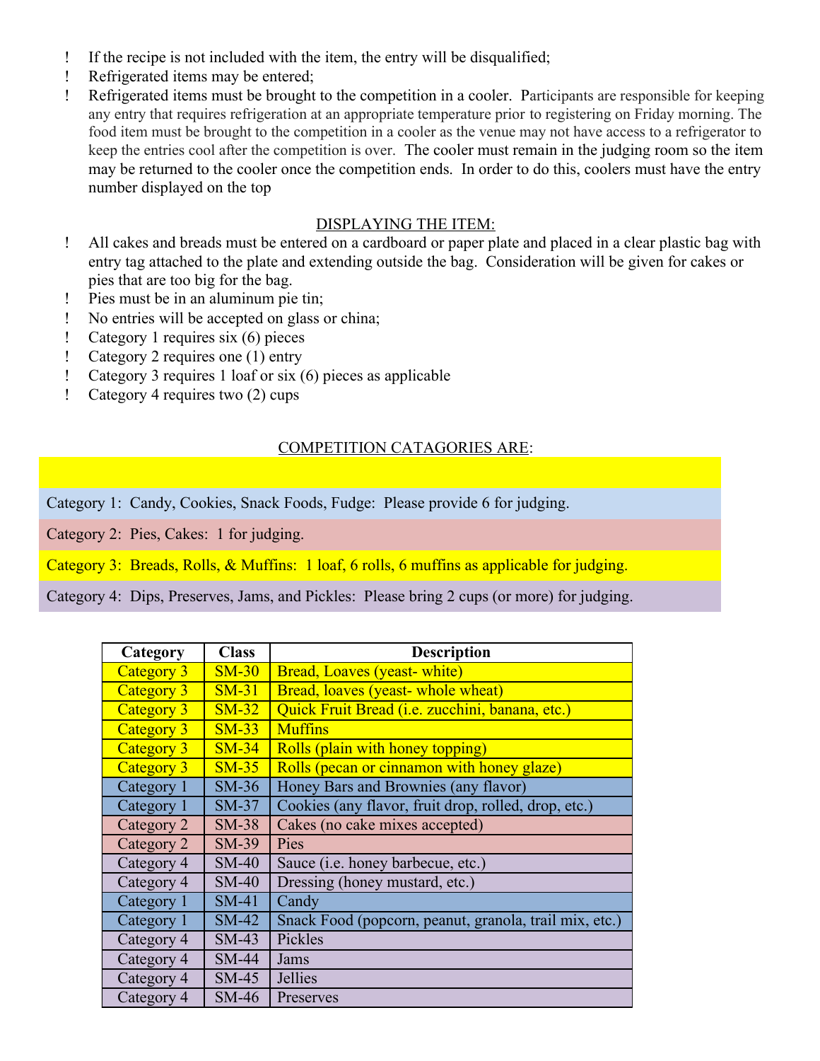- If the recipe is not included with the item, the entry will be disqualified;
- Refrigerated items may be entered;
- Refrigerated items must be brought to the competition in a cooler. Participants are responsible for keeping any entry that requires refrigeration at an appropriate temperature prior to registering on Friday morning. The food item must be brought to the competition in a cooler as the venue may not have access to a refrigerator to keep the entries cool after the competition is over. The cooler must remain in the judging room so the item may be returned to the cooler once the competition ends. In order to do this, coolers must have the entry number displayed on the top

DISPLAYING THE ITEM:

- All cakes and breads must be entered on a cardboard or paper plate and placed in a clear plastic bag with entry tag attached to the plate and extending outside the bag. Consideration will be given for cakes or pies that are too big for the bag.
- Pies must be in an aluminum pie tin;
- No entries will be accepted on glass or china;
- Category 1 requires six (6) pieces
- Category 2 requires one (1) entry
- Category 3 requires 1 loaf or six (6) pieces as applicable
- Category 4 requires two (2) cups

COMPETITION CATAGORIES ARE:

Category 1: Candy, Cookies, Snack Foods, Fudge: Please provide 6 for judging.

Category 2: Pies, Cakes: 1 for judging.

Category 3: Breads, Rolls, & Muffins: 1 loaf, 6 rolls, 6 muffins as applicable for judging.

Category 4: Dips, Preserves, Jams, and Pickles: Please bring 2 cups (or more) for judging.

| Category | Class | Description |
|---|---|---|
| Category 3 | SM-30 | Bread, Loaves (yeast- white) |
| Category 3 | SM-31 | Bread, loaves (yeast- whole wheat) |
| Category 3 | SM-32 | Quick Fruit Bread (i.e. zucchini, banana, etc.) |
| Category 3 | SM-33 | Muffins |
| Category 3 | SM-34 | Rolls (plain with honey topping) |
| Category 3 | SM-35 | Rolls (pecan or cinnamon with honey glaze) |
| Category 1 | SM-36 | Honey Bars and Brownies (any flavor) |
| Category 1 | SM-37 | Cookies (any flavor, fruit drop, rolled, drop, etc.) |
| Category 2 | SM-38 | Cakes (no cake mixes accepted) |
| Category 2 | SM-39 | Pies |
| Category 4 | SM-40 | Sauce (i.e. honey barbecue, etc.) |
| Category 4 | SM-40 | Dressing (honey mustard, etc.) |
| Category 1 | SM-41 | Candy |
| Category 1 | SM-42 | Snack Food (popcorn, peanut, granola, trail mix, etc.) |
| Category 4 | SM-43 | Pickles |
| Category 4 | SM-44 | Jams |
| Category 4 | SM-45 | Jellies |
| Category 4 | SM-46 | Preserves |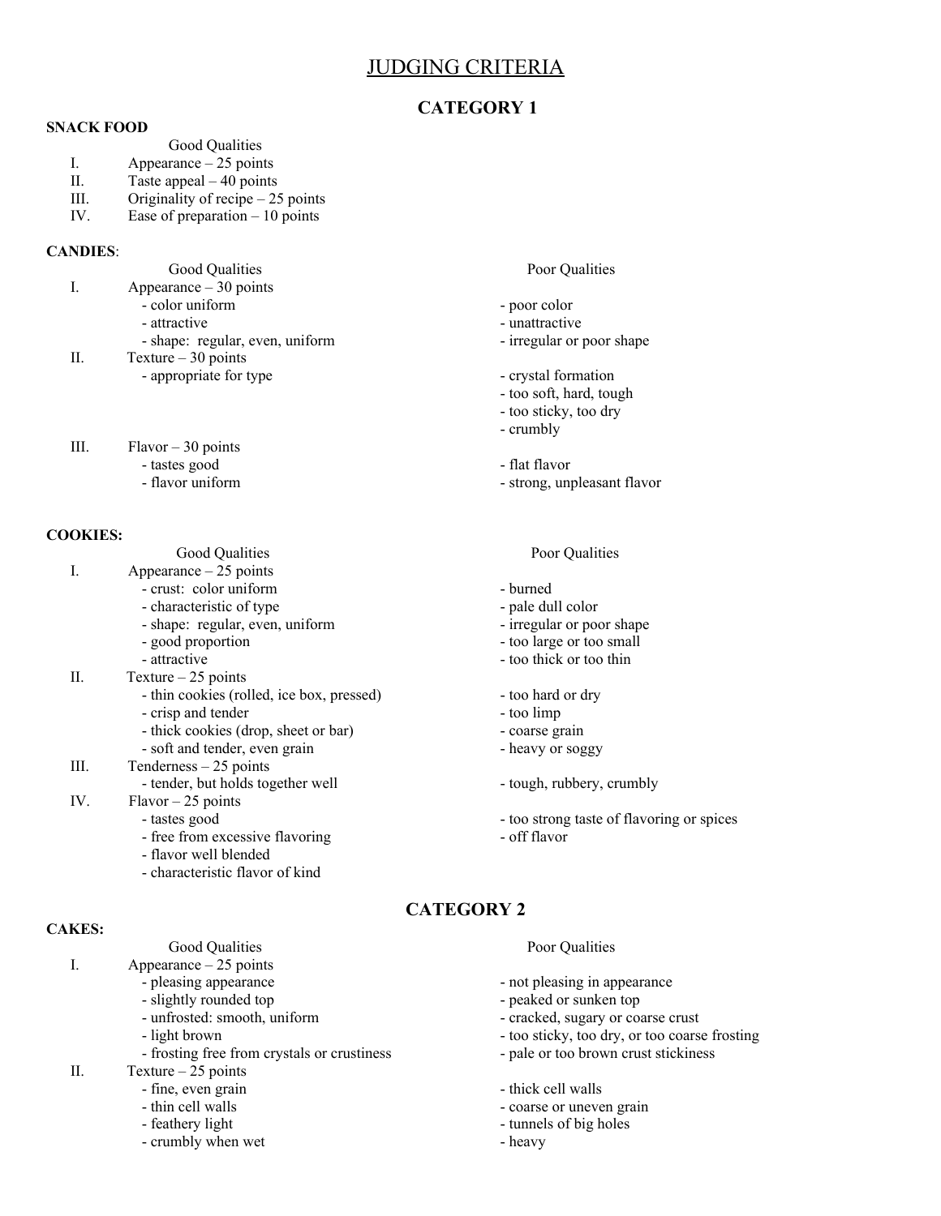# JUDGING CRITERIA

## CATEGORY 1

**SNACK FOOD**

Good Qualities

- I. Appearance – 25 points
- II. Taste appeal – 40 points
- III. Originality of recipe – 25 points
- IV. Ease of preparation – 10 points

**CANDIES**:

| Good Qualities | Poor Qualities |
|---|---|
| I. Appearance – 30 points | |
| - color uniform | - poor color |
| - attractive | - unattractive |
| - shape: regular, even, uniform | - irregular or poor shape |
| II. Texture – 30 points | |
| - appropriate for type | - crystal formation |
| | - too soft, hard, tough |
| | - too sticky, too dry |
| | - crumbly |
| III. Flavor – 30 points | |
| - tastes good | - flat flavor |
| - flavor uniform | - strong, unpleasant flavor |

**COOKIES:**

| Good Qualities | Poor Qualities |
|---|---|
| I. Appearance – 25 points | |
| - crust: color uniform | - burned |
| - characteristic of type | - pale dull color |
| - shape: regular, even, uniform | - irregular or poor shape |
| - good proportion | - too large or too small |
| - attractive | - too thick or too thin |
| II. Texture – 25 points | |
| - thin cookies (rolled, ice box, pressed) | - too hard or dry |
| - crisp and tender | - too limp |
| - thick cookies (drop, sheet or bar) | - coarse grain |
| - soft and tender, even grain | - heavy or soggy |
| III. Tenderness – 25 points | |
| - tender, but holds together well | - tough, rubbery, crumbly |
| IV. Flavor – 25 points | |
| - tastes good | - too strong taste of flavoring or spices |
| - free from excessive flavoring | - off flavor |
| - flavor well blended | |
| - characteristic flavor of kind | |

## CATEGORY 2

**CAKES:**

| Good Qualities | Poor Qualities |
|---|---|
| I. Appearance – 25 points | |
| - pleasing appearance | - not pleasing in appearance |
| - slightly rounded top | - peaked or sunken top |
| - unfrosted: smooth, uniform | - cracked, sugary or coarse crust |
| - light brown | - too sticky, too dry, or too coarse frosting |
| - frosting free from crystals or crustiness | - pale or too brown crust stickiness |
| II. Texture – 25 points | |
| - fine, even grain | - thick cell walls |
| - thin cell walls | - coarse or uneven grain |
| - feathery light | - tunnels of big holes |
| - crumbly when wet | - heavy |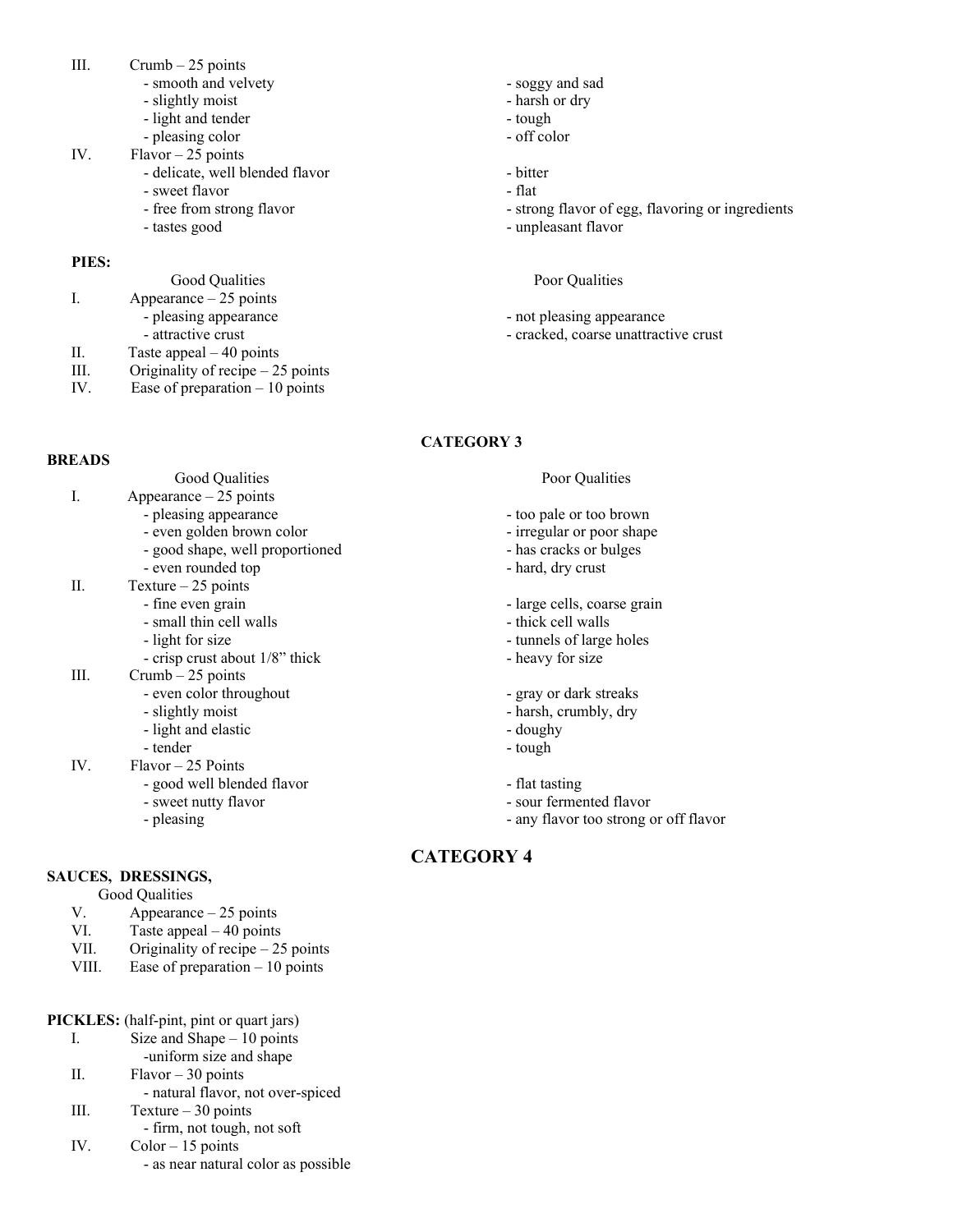| | Good Qualities | Poor Qualities |
|---|---|---|
| III. | Crumb – 25 points | |
| | - smooth and velvety | - soggy and sad |
| | - slightly moist | - harsh or dry |
| | - light and tender | - tough |
| | - pleasing color | - off color |
| IV. | Flavor – 25 points | |
| | - delicate, well blended flavor | - bitter |
| | - sweet flavor | - flat |
| | - free from strong flavor | - strong flavor of egg, flavoring or ingredients |
| | - tastes good | - unpleasant flavor |

**PIES:**

| | Good Qualities | Poor Qualities |
|---|---|---|
| I. | Appearance – 25 points | |
| | - pleasing appearance | - not pleasing appearance |
| | - attractive crust | - cracked, coarse unattractive crust |
| II. | Taste appeal – 40 points | |
| III. | Originality of recipe – 25 points | |
| IV. | Ease of preparation – 10 points | |

## CATEGORY 3

**BREADS**

| | Good Qualities | Poor Qualities |
|---|---|---|
| I. | Appearance – 25 points | |
| | - pleasing appearance | - too pale or too brown |
| | - even golden brown color | - irregular or poor shape |
| | - good shape, well proportioned | - has cracks or bulges |
| | - even rounded top | - hard, dry crust |
| II. | Texture – 25 points | |
| | - fine even grain | - large cells, coarse grain |
| | - small thin cell walls | - thick cell walls |
| | - light for size | - tunnels of large holes |
| | - crisp crust about 1/8" thick | - heavy for size |
| III. | Crumb – 25 points | |
| | - even color throughout | - gray or dark streaks |
| | - slightly moist | - harsh, crumbly, dry |
| | - light and elastic | - doughy |
| | - tender | - tough |
| IV. | Flavor – 25 Points | |
| | - good well blended flavor | - flat tasting |
| | - sweet nutty flavor | - sour fermented flavor |
| | - pleasing | - any flavor too strong or off flavor |

## CATEGORY 4

**SAUCES, DRESSINGS,**

Good Qualities

V. Appearance – 25 points
VI. Taste appeal – 40 points
VII. Originality of recipe – 25 points
VIII. Ease of preparation – 10 points

**PICKLES:** (half-pint, pint or quart jars)

I. Size and Shape – 10 points
  - uniform size and shape
II. Flavor – 30 points
  - natural flavor, not over-spiced
III. Texture – 30 points
  - firm, not tough, not soft
IV. Color – 15 points
  - as near natural color as possible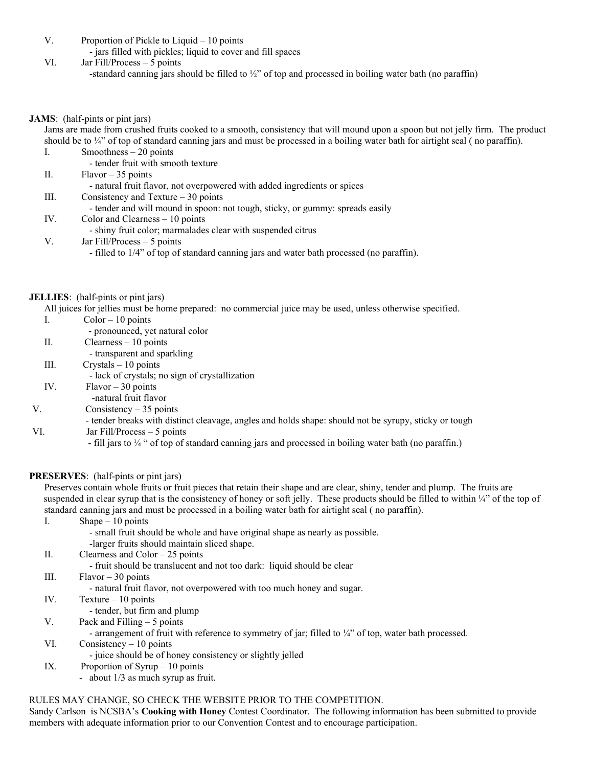V. Proportion of Pickle to Liquid – 10 points
   - jars filled with pickles; liquid to cover and fill spaces

VI. Jar Fill/Process – 5 points
   -standard canning jars should be filled to ½" of top and processed in boiling water bath (no paraffin)

**JAMS**: (half-pints or pint jars)

Jams are made from crushed fruits cooked to a smooth, consistency that will mound upon a spoon but not jelly firm. The product should be to ¼" of top of standard canning jars and must be processed in a boiling water bath for airtight seal ( no paraffin).

I. Smoothness – 20 points
   - tender fruit with smooth texture

II. Flavor – 35 points
   - natural fruit flavor, not overpowered with added ingredients or spices

III. Consistency and Texture – 30 points
   - tender and will mound in spoon: not tough, sticky, or gummy: spreads easily

IV. Color and Clearness – 10 points
   - shiny fruit color; marmalades clear with suspended citrus

V. Jar Fill/Process – 5 points
   - filled to 1/4" of top of standard canning jars and water bath processed (no paraffin).

**JELLIES**: (half-pints or pint jars)

All juices for jellies must be home prepared: no commercial juice may be used, unless otherwise specified.

I. Color – 10 points
   - pronounced, yet natural color

II. Clearness – 10 points
   - transparent and sparkling

III. Crystals – 10 points
   - lack of crystals; no sign of crystallization

IV. Flavor – 30 points
   -natural fruit flavor

V. Consistency – 35 points
   - tender breaks with distinct cleavage, angles and holds shape: should not be syrupy, sticky or tough

VI. Jar Fill/Process – 5 points
   - fill jars to ¼ " of top of standard canning jars and processed in boiling water bath (no paraffin.)

**PRESERVES**: (half-pints or pint jars)

Preserves contain whole fruits or fruit pieces that retain their shape and are clear, shiny, tender and plump. The fruits are suspended in clear syrup that is the consistency of honey or soft jelly. These products should be filled to within ¼" of the top of standard canning jars and must be processed in a boiling water bath for airtight seal ( no paraffin).

I. Shape – 10 points
   - small fruit should be whole and have original shape as nearly as possible.
   -larger fruits should maintain sliced shape.

II. Clearness and Color – 25 points
   - fruit should be translucent and not too dark: liquid should be clear

III. Flavor – 30 points
   - natural fruit flavor, not overpowered with too much honey and sugar.

IV. Texture – 10 points
   - tender, but firm and plump

V. Pack and Filling – 5 points
   - arrangement of fruit with reference to symmetry of jar; filled to ¼" of top, water bath processed.

VI. Consistency – 10 points
   - juice should be of honey consistency or slightly jelled

IX. Proportion of Syrup – 10 points
   - about 1/3 as much syrup as fruit.

RULES MAY CHANGE, SO CHECK THE WEBSITE PRIOR TO THE COMPETITION.

Sandy Carlson is NCSBA's **Cooking with Honey** Contest Coordinator. The following information has been submitted to provide members with adequate information prior to our Convention Contest and to encourage participation.